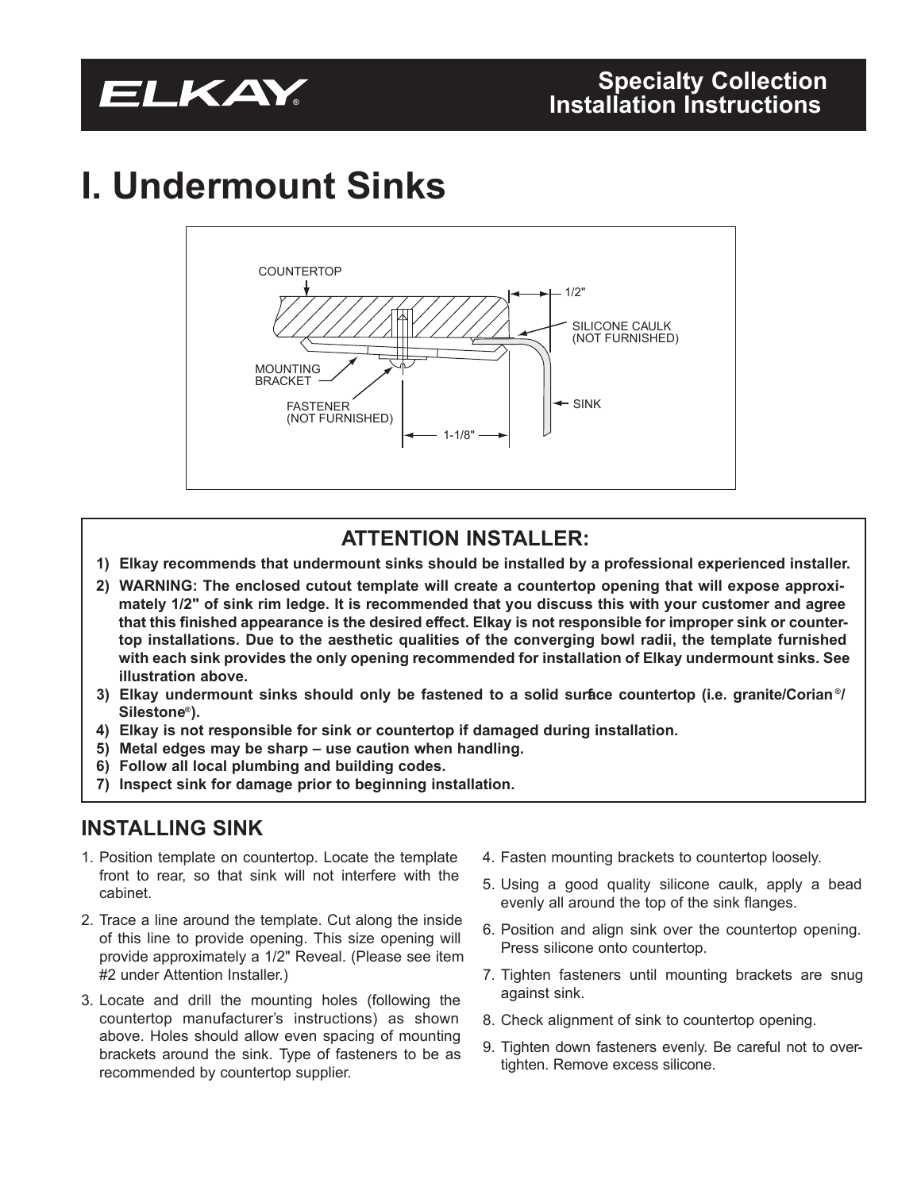ELKAY®

Specialty Collection
Installation Instructions

# I. Undermount Sinks

COUNTERTOP

1/2"

SILICONE CAULK
(NOT FURNISHED)

MOUNTING
BRACKET

FASTENER
(NOT FURNISHED)

SINK

1-1/8"

## ATTENTION INSTALLER:

1) **Elkay recommends that undermount sinks should be installed by a professional experienced installer.**
2) **WARNING: The enclosed cutout template will create a countertop opening that will expose approximately 1/2" of sink rim ledge. It is recommended that you discuss this with your customer and agree that this finished appearance is the desired effect. Elkay is not responsible for improper sink or countertop installations. Due to the aesthetic qualities of the converging bowl radii, the template furnished with each sink provides the only opening recommended for installation of Elkay undermount sinks. See illustration above.**
3) **Elkay undermount sinks should only be fastened to a solid surface countertop (i.e. granite/Corian®/ Silestone®).**
4) **Elkay is not responsible for sink or countertop if damaged during installation.**
5) **Metal edges may be sharp – use caution when handling.**
6) **Follow all local plumbing and building codes.**
7) **Inspect sink for damage prior to beginning installation.**

## INSTALLING SINK

1. Position template on countertop. Locate the template front to rear, so that sink will not interfere with the cabinet.
2. Trace a line around the template. Cut along the inside of this line to provide opening. This size opening will provide approximately a 1/2" Reveal. (Please see item #2 under Attention Installer.)
3. Locate and drill the mounting holes (following the countertop manufacturer's instructions) as shown above. Holes should allow even spacing of mounting brackets around the sink. Type of fasteners to be as recommended by countertop supplier.
4. Fasten mounting brackets to countertop loosely.
5. Using a good quality silicone caulk, apply a bead evenly all around the top of the sink flanges.
6. Position and align sink over the countertop opening. Press silicone onto countertop.
7. Tighten fasteners until mounting brackets are snug against sink.
8. Check alignment of sink to countertop opening.
9. Tighten down fasteners evenly. Be careful not to over-tighten. Remove excess silicone.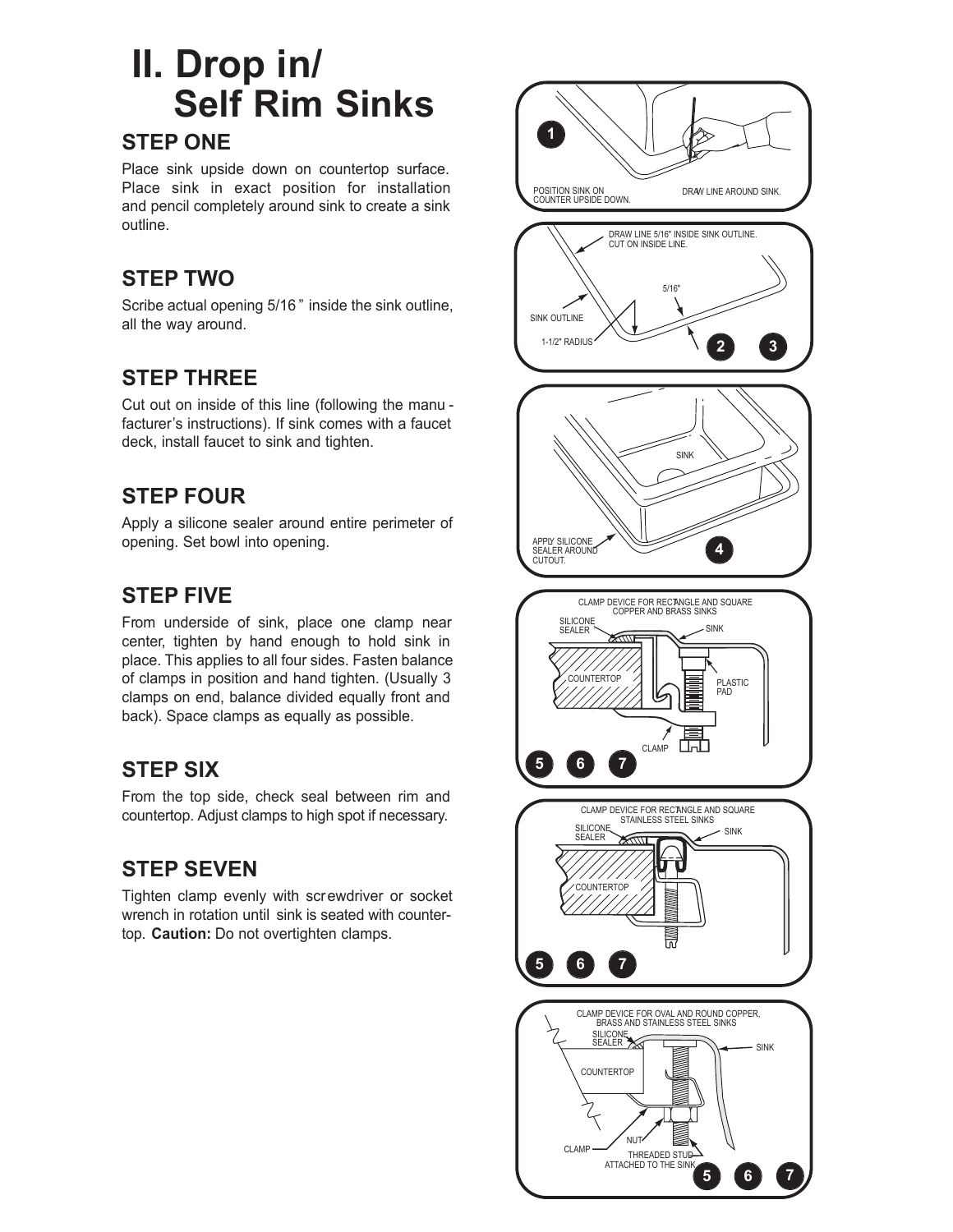# II. Drop in/ Self Rim Sinks

### STEP ONE

Place sink upside down on countertop surface. Place sink in exact position for installation and pencil completely around sink to create a sink outline.

### STEP TWO

Scribe actual opening 5/16" inside the sink outline, all the way around.

### STEP THREE

Cut out on inside of this line (following the manufacturer's instructions). If sink comes with a faucet deck, install faucet to sink and tighten.

### STEP FOUR

Apply a silicone sealer around entire perimeter of opening. Set bowl into opening.

### STEP FIVE

From underside of sink, place one clamp near center, tighten by hand enough to hold sink in place. This applies to all four sides. Fasten balance of clamps in position and hand tighten. (Usually 3 clamps on end, balance divided equally front and back). Space clamps as equally as possible.

### STEP SIX

From the top side, check seal between rim and countertop. Adjust clamps to high spot if necessary.

### STEP SEVEN

Tighten clamp evenly with screwdriver or socket wrench in rotation until sink is seated with countertop. **Caution:** Do not overtighten clamps.

1 — POSITION SINK ON COUNTER UPSIDE DOWN. DRAW LINE AROUND SINK.

2, 3 — DRAW LINE 5/16" INSIDE SINK OUTLINE. CUT ON INSIDE LINE. SINK OUTLINE. 5/16". 1-1/2" RADIUS

4 — SINK. APPLY SILICONE SEALER AROUND CUTOUT.

5, 6, 7 — CLAMP DEVICE FOR RECTANGLE AND SQUARE COPPER AND BRASS SINKS. SILICONE SEALER. SINK. COUNTERTOP. PLASTIC PAD. CLAMP

5, 6, 7 — CLAMP DEVICE FOR RECTANGLE AND SQUARE STAINLESS STEEL SINKS. SILICONE SEALER. SINK. COUNTERTOP

5, 6, 7 — CLAMP DEVICE FOR OVAL AND ROUND COPPER, BRASS AND STAINLESS STEEL SINKS. SILICONE SEALER. SINK. COUNTERTOP. NUT. CLAMP. THREADED STUD ATTACHED TO THE SINK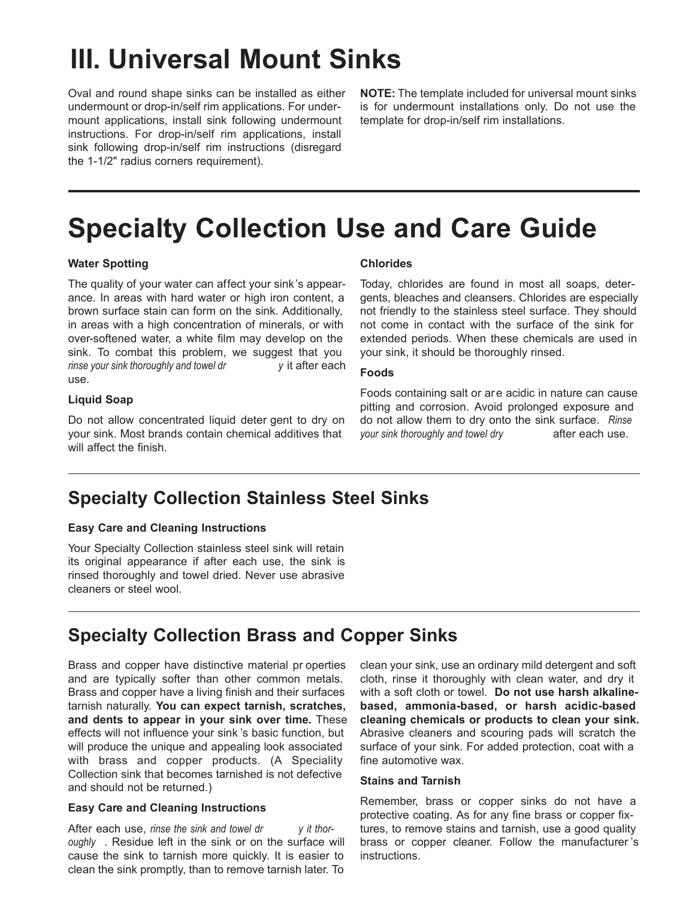# III. Universal Mount Sinks

Oval and round shape sinks can be installed as either undermount or drop-in/self rim applications. For undermount applications, install sink following undermount instructions. For drop-in/self rim applications, install sink following drop-in/self rim instructions (disregard the 1-1/2" radius corners requirement).

**NOTE:** The template included for universal mount sinks is for undermount installations only. Do not use the template for drop-in/self rim installations.

# Specialty Collection Use and Care Guide

#### Water Spotting

The quality of your water can affect your sink's appearance. In areas with hard water or high iron content, a brown surface stain can form on the sink. Additionally, in areas with a high concentration of minerals, or with over-softened water, a white film may develop on the sink. To combat this problem, we suggest that you *rinse your sink thoroughly and towel dry* it after each use.

#### Liquid Soap

Do not allow concentrated liquid detergent to dry on your sink. Most brands contain chemical additives that will affect the finish.

#### Chlorides

Today, chlorides are found in most all soaps, detergents, bleaches and cleansers. Chlorides are especially not friendly to the stainless steel surface. They should not come in contact with the surface of the sink for extended periods. When these chemicals are used in your sink, it should be thoroughly rinsed.

#### Foods

Foods containing salt or are acidic in nature can cause pitting and corrosion. Avoid prolonged exposure and do not allow them to dry onto the sink surface. *Rinse your sink thoroughly and towel dry* after each use.

## Specialty Collection Stainless Steel Sinks

#### Easy Care and Cleaning Instructions

Your Specialty Collection stainless steel sink will retain its original appearance if after each use, the sink is rinsed thoroughly and towel dried. Never use abrasive cleaners or steel wool.

## Specialty Collection Brass and Copper Sinks

Brass and copper have distinctive material properties and are typically softer than other common metals. Brass and copper have a living finish and their surfaces tarnish naturally. **You can expect tarnish, scratches, and dents to appear in your sink over time.** These effects will not influence your sink's basic function, but will produce the unique and appealing look associated with brass and copper products. (A Speciality Collection sink that becomes tarnished is not defective and should not be returned.)

#### Easy Care and Cleaning Instructions

After each use, *rinse the sink and towel dry it thoroughly*. Residue left in the sink or on the surface will cause the sink to tarnish more quickly. It is easier to clean the sink promptly, than to remove tarnish later. To clean your sink, use an ordinary mild detergent and soft cloth, rinse it thoroughly with clean water, and dry it with a soft cloth or towel. **Do not use harsh alkaline-based, ammonia-based, or harsh acidic-based cleaning chemicals or products to clean your sink.** Abrasive cleaners and scouring pads will scratch the surface of your sink. For added protection, coat with a fine automotive wax.

#### Stains and Tarnish

Remember, brass or copper sinks do not have a protective coating. As for any fine brass or copper fixtures, to remove stains and tarnish, use a good quality brass or copper cleaner. Follow the manufacturer's instructions.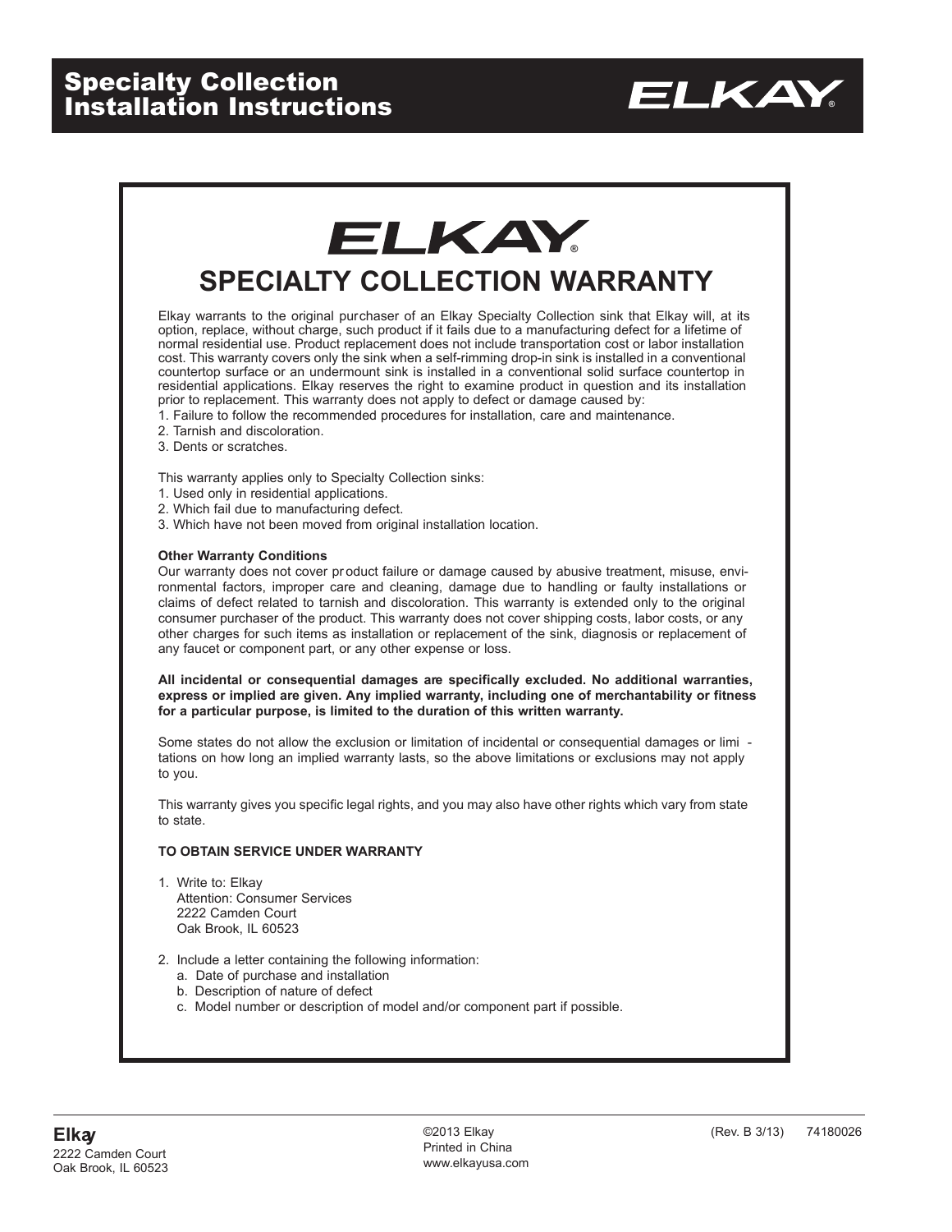# SPECIALTY COLLECTION WARRANTY

Elkay warrants to the original purchaser of an Elkay Specialty Collection sink that Elkay will, at its option, replace, without charge, such product if it fails due to a manufacturing defect for a lifetime of normal residential use. Product replacement does not include transportation cost or labor installation cost. This warranty covers only the sink when a self-rimming drop-in sink is installed in a conventional countertop surface or an undermount sink is installed in a conventional solid surface countertop in residential applications. Elkay reserves the right to examine product in question and its installation prior to replacement. This warranty does not apply to defect or damage caused by:

1. Failure to follow the recommended procedures for installation, care and maintenance.
2. Tarnish and discoloration.
3. Dents or scratches.

This warranty applies only to Specialty Collection sinks:

1. Used only in residential applications.
2. Which fail due to manufacturing defect.
3. Which have not been moved from original installation location.

**Other Warranty Conditions**

Our warranty does not cover product failure or damage caused by abusive treatment, misuse, environmental factors, improper care and cleaning, damage due to handling or faulty installations or claims of defect related to tarnish and discoloration. This warranty is extended only to the original consumer purchaser of the product. This warranty does not cover shipping costs, labor costs, or any other charges for such items as installation or replacement of the sink, diagnosis or replacement of any faucet or component part, or any other expense or loss.

**All incidental or consequential damages are specifically excluded. No additional warranties, express or implied are given. Any implied warranty, including one of merchantability or fitness for a particular purpose, is limited to the duration of this written warranty.**

Some states do not allow the exclusion or limitation of incidental or consequential damages or limitations on how long an implied warranty lasts, so the above limitations or exclusions may not apply to you.

This warranty gives you specific legal rights, and you may also have other rights which vary from state to state.

**TO OBTAIN SERVICE UNDER WARRANTY**

1. Write to: Elkay
   Attention: Consumer Services
   2222 Camden Court
   Oak Brook, IL 60523
2. Include a letter containing the following information:
   a. Date of purchase and installation
   b. Description of nature of defect
   c. Model number or description of model and/or component part if possible.

**Elkay**
2222 Camden Court
Oak Brook, IL 60523

©2013 Elkay
Printed in China
www.elkayusa.com

(Rev. B 3/13) 74180026